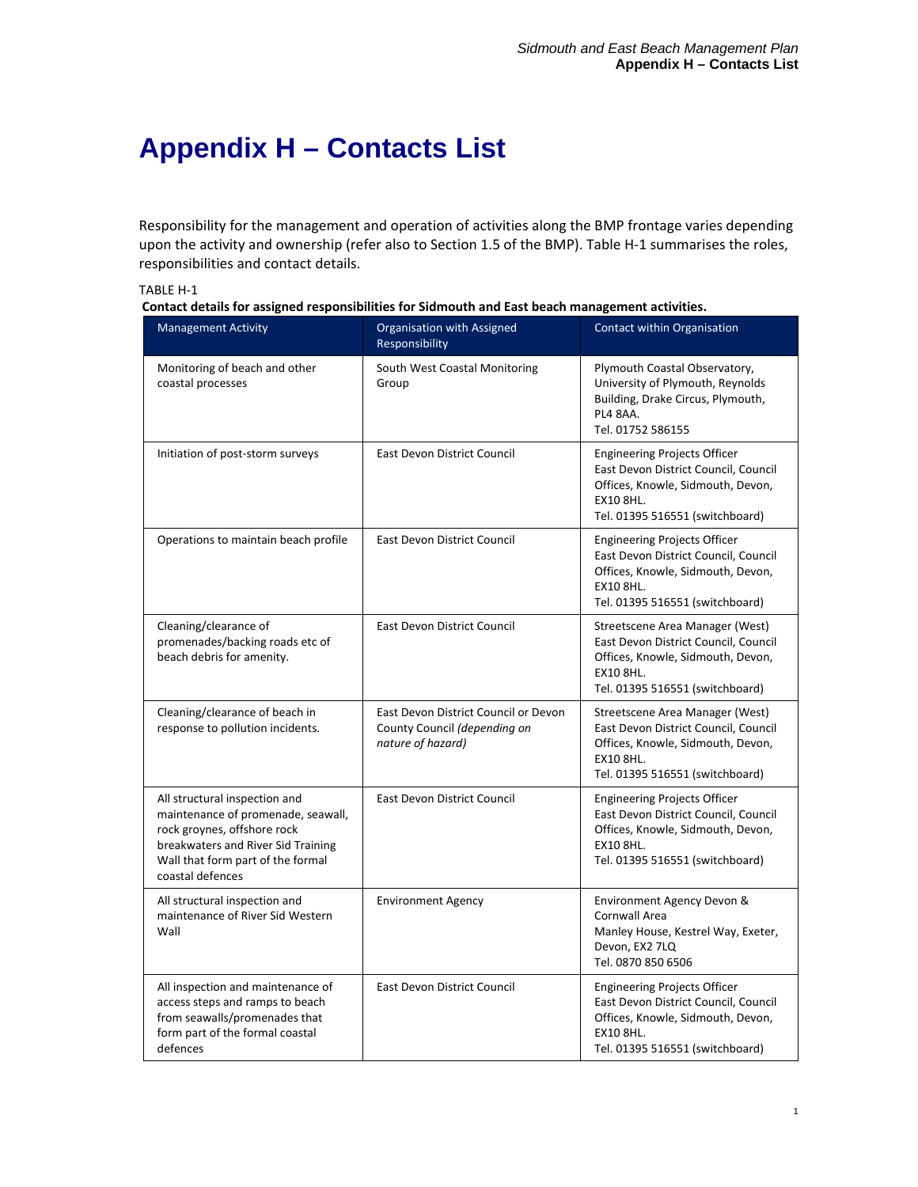# Appendix H – Contacts List

Responsibility for the management and operation of activities along the BMP frontage varies depending upon the activity and ownership (refer also to Section 1.5 of the BMP). Table H-1 summarises the roles, responsibilities and contact details.

TABLE H-1

**Contact details for assigned responsibilities for Sidmouth and East beach management activities.**

| Management Activity | Organisation with Assigned Responsibility | Contact within Organisation |
|---|---|---|
| Monitoring of beach and other coastal processes | South West Coastal Monitoring Group | Plymouth Coastal Observatory, University of Plymouth, Reynolds Building, Drake Circus, Plymouth, PL4 8AA.<br>Tel. 01752 586155 |
| Initiation of post-storm surveys | East Devon District Council | Engineering Projects Officer<br>East Devon District Council, Council Offices, Knowle, Sidmouth, Devon, EX10 8HL.<br>Tel. 01395 516551 (switchboard) |
| Operations to maintain beach profile | East Devon District Council | Engineering Projects Officer<br>East Devon District Council, Council Offices, Knowle, Sidmouth, Devon, EX10 8HL.<br>Tel. 01395 516551 (switchboard) |
| Cleaning/clearance of promenades/backing roads etc of beach debris for amenity. | East Devon District Council | Streetscene Area Manager (West)<br>East Devon District Council, Council Offices, Knowle, Sidmouth, Devon, EX10 8HL.<br>Tel. 01395 516551 (switchboard) |
| Cleaning/clearance of beach in response to pollution incidents. | East Devon District Council or Devon County Council *(depending on nature of hazard)* | Streetscene Area Manager (West)<br>East Devon District Council, Council Offices, Knowle, Sidmouth, Devon, EX10 8HL.<br>Tel. 01395 516551 (switchboard) |
| All structural inspection and maintenance of promenade, seawall, rock groynes, offshore rock breakwaters and River Sid Training Wall that form part of the formal coastal defences | East Devon District Council | Engineering Projects Officer<br>East Devon District Council, Council Offices, Knowle, Sidmouth, Devon, EX10 8HL.<br>Tel. 01395 516551 (switchboard) |
| All structural inspection and maintenance of River Sid Western Wall | Environment Agency | Environment Agency Devon & Cornwall Area<br>Manley House, Kestrel Way, Exeter, Devon, EX2 7LQ<br>Tel. 0870 850 6506 |
| All inspection and maintenance of access steps and ramps to beach from seawalls/promenades that form part of the formal coastal defences | East Devon District Council | Engineering Projects Officer<br>East Devon District Council, Council Offices, Knowle, Sidmouth, Devon, EX10 8HL.<br>Tel. 01395 516551 (switchboard) |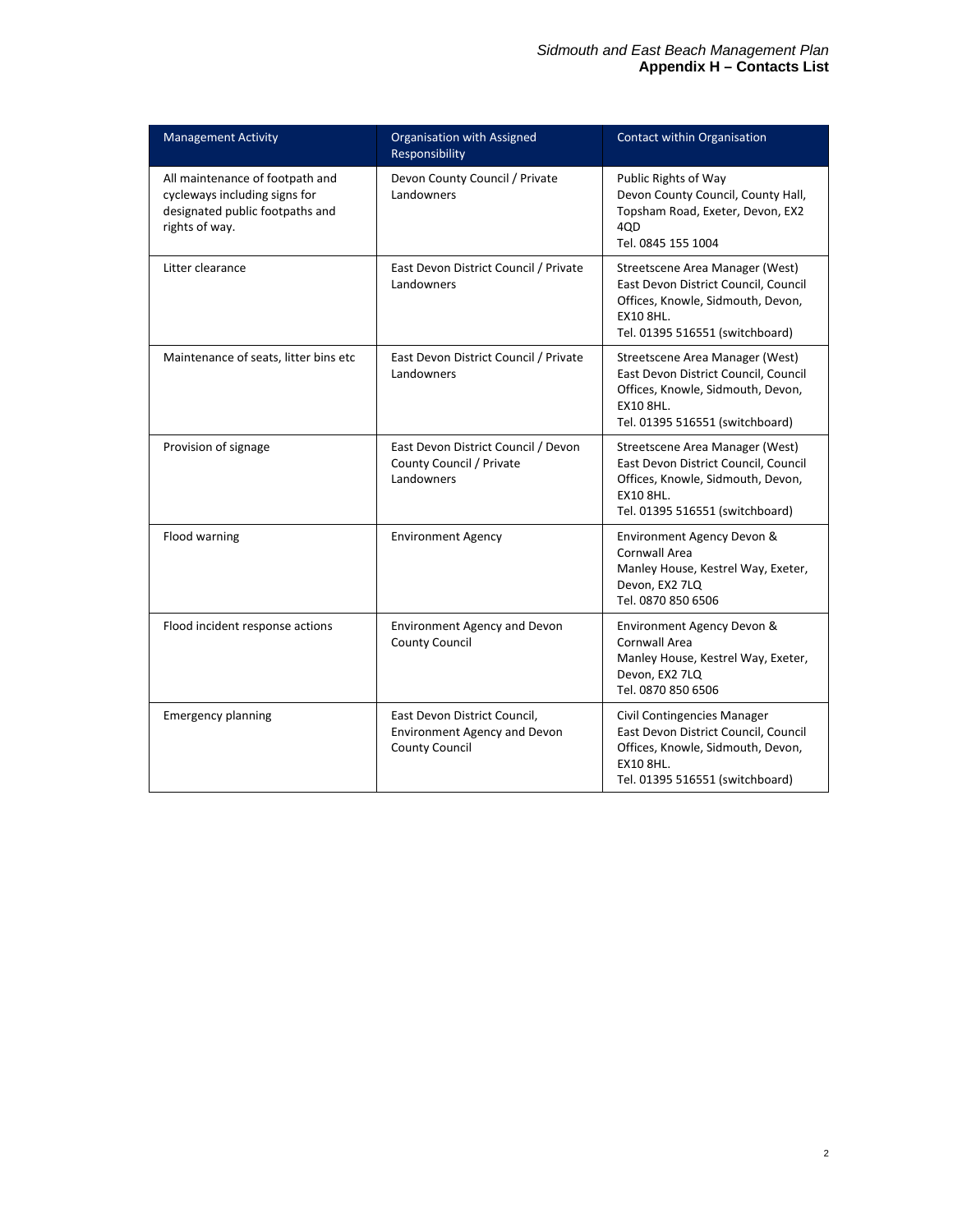| Management Activity | Organisation with Assigned Responsibility | Contact within Organisation |
| --- | --- | --- |
| All maintenance of footpath and cycleways including signs for designated public footpaths and rights of way. | Devon County Council / Private Landowners | Public Rights of Way<br>Devon County Council, County Hall, Topsham Road, Exeter, Devon, EX2 4QD<br>Tel. 0845 155 1004 |
| Litter clearance | East Devon District Council / Private Landowners | Streetscene Area Manager (West)<br>East Devon District Council, Council Offices, Knowle, Sidmouth, Devon, EX10 8HL.<br>Tel. 01395 516551 (switchboard) |
| Maintenance of seats, litter bins etc | East Devon District Council / Private Landowners | Streetscene Area Manager (West)<br>East Devon District Council, Council Offices, Knowle, Sidmouth, Devon, EX10 8HL.<br>Tel. 01395 516551 (switchboard) |
| Provision of signage | East Devon District Council / Devon County Council / Private Landowners | Streetscene Area Manager (West)<br>East Devon District Council, Council Offices, Knowle, Sidmouth, Devon, EX10 8HL.<br>Tel. 01395 516551 (switchboard) |
| Flood warning | Environment Agency | Environment Agency Devon & Cornwall Area<br>Manley House, Kestrel Way, Exeter, Devon, EX2 7LQ<br>Tel. 0870 850 6506 |
| Flood incident response actions | Environment Agency and Devon County Council | Environment Agency Devon & Cornwall Area<br>Manley House, Kestrel Way, Exeter, Devon, EX2 7LQ<br>Tel. 0870 850 6506 |
| Emergency planning | East Devon District Council, Environment Agency and Devon County Council | Civil Contingencies Manager<br>East Devon District Council, Council Offices, Knowle, Sidmouth, Devon, EX10 8HL.<br>Tel. 01395 516551 (switchboard) |